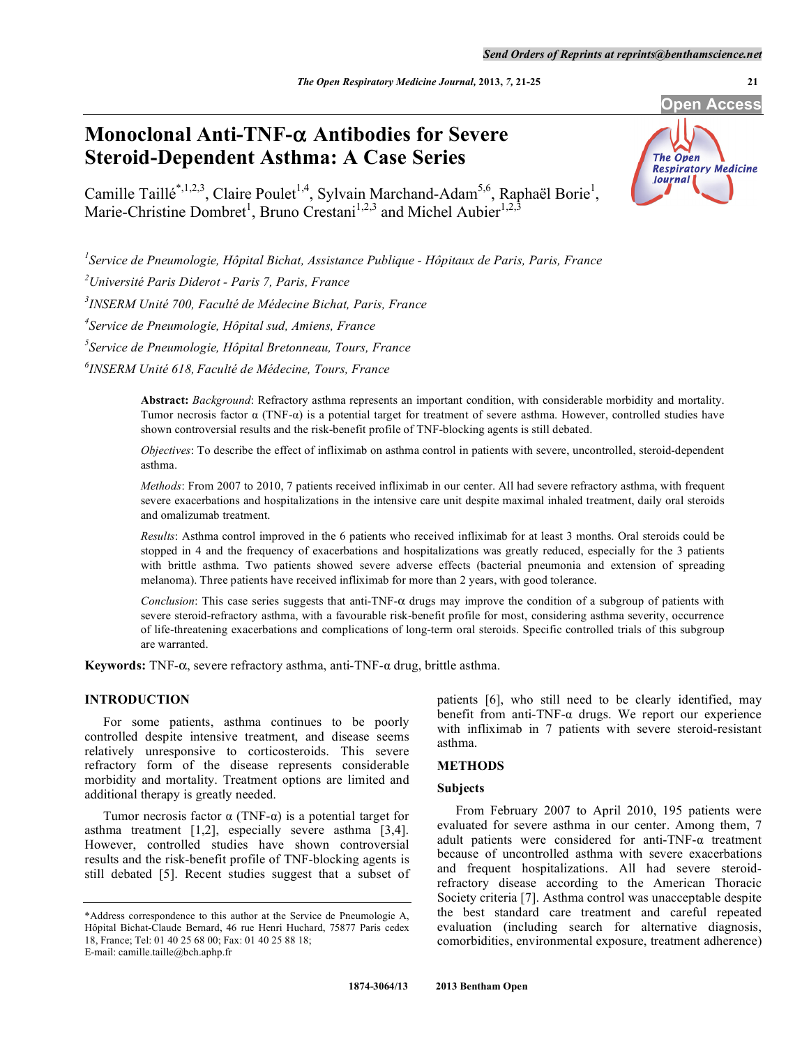# Monoclonal Anti-TNF-α Antibodies for Severe Steroid-Dependent Asthma: A Case Series

Camille Taillé*[1,2,3], Claire Poulet[1,4], Sylvain Marchand-Adam[5,6], Raphaël Borie[1], Marie-Christine Dombret[1], Bruno Crestani[1,2,3] and Michel Aubier[1,2,3]

[1]Service de Pneumologie, Hôpital Bichat, Assistance Publique - Hôpitaux de Paris, Paris, France

[2]Université Paris Diderot - Paris 7, Paris, France

[3]INSERM Unité 700, Faculté de Médecine Bichat, Paris, France

[4]Service de Pneumologie, Hôpital sud, Amiens, France

[5]Service de Pneumologie, Hôpital Bretonneau, Tours, France

[6]INSERM Unité 618, Faculté de Médecine, Tours, France

**Abstract:** *Background*: Refractory asthma represents an important condition, with considerable morbidity and mortality. Tumor necrosis factor α (TNF-α) is a potential target for treatment of severe asthma. However, controlled studies have shown controversial results and the risk-benefit profile of TNF-blocking agents is still debated.

*Objectives*: To describe the effect of infliximab on asthma control in patients with severe, uncontrolled, steroid-dependent asthma.

*Methods*: From 2007 to 2010, 7 patients received infliximab in our center. All had severe refractory asthma, with frequent severe exacerbations and hospitalizations in the intensive care unit despite maximal inhaled treatment, daily oral steroids and omalizumab treatment.

*Results*: Asthma control improved in the 6 patients who received infliximab for at least 3 months. Oral steroids could be stopped in 4 and the frequency of exacerbations and hospitalizations was greatly reduced, especially for the 3 patients with brittle asthma. Two patients showed severe adverse effects (bacterial pneumonia and extension of spreading melanoma). Three patients have received infliximab for more than 2 years, with good tolerance.

*Conclusion*: This case series suggests that anti-TNF-α drugs may improve the condition of a subgroup of patients with severe steroid-refractory asthma, with a favourable risk-benefit profile for most, considering asthma severity, occurrence of life-threatening exacerbations and complications of long-term oral steroids. Specific controlled trials of this subgroup are warranted.

**Keywords:** TNF-α, severe refractory asthma, anti-TNF-α drug, brittle asthma.

## INTRODUCTION

For some patients, asthma continues to be poorly controlled despite intensive treatment, and disease seems relatively unresponsive to corticosteroids. This severe refractory form of the disease represents considerable morbidity and mortality. Treatment options are limited and additional therapy is greatly needed.

Tumor necrosis factor α (TNF-α) is a potential target for asthma treatment [1,2], especially severe asthma [3,4]. However, controlled studies have shown controversial results and the risk-benefit profile of TNF-blocking agents is still debated [5]. Recent studies suggest that a subset of patients [6], who still need to be clearly identified, may benefit from anti-TNF-α drugs. We report our experience with infliximab in 7 patients with severe steroid-resistant asthma.

## METHODS

### Subjects

From February 2007 to April 2010, 195 patients were evaluated for severe asthma in our center. Among them, 7 adult patients were considered for anti-TNF-α treatment because of uncontrolled asthma with severe exacerbations and frequent hospitalizations. All had severe steroid-refractory disease according to the American Thoracic Society criteria [7]. Asthma control was unacceptable despite the best standard care treatment and careful repeated evaluation (including search for alternative diagnosis, comorbidities, environmental exposure, treatment adherence)

*Address correspondence to this author at the Service de Pneumologie A, Hôpital Bichat-Claude Bernard, 46 rue Henri Huchard, 75877 Paris cedex 18, France; Tel: 01 40 25 68 00; Fax: 01 40 25 88 18; E-mail: camille.taille@bch.aphp.fr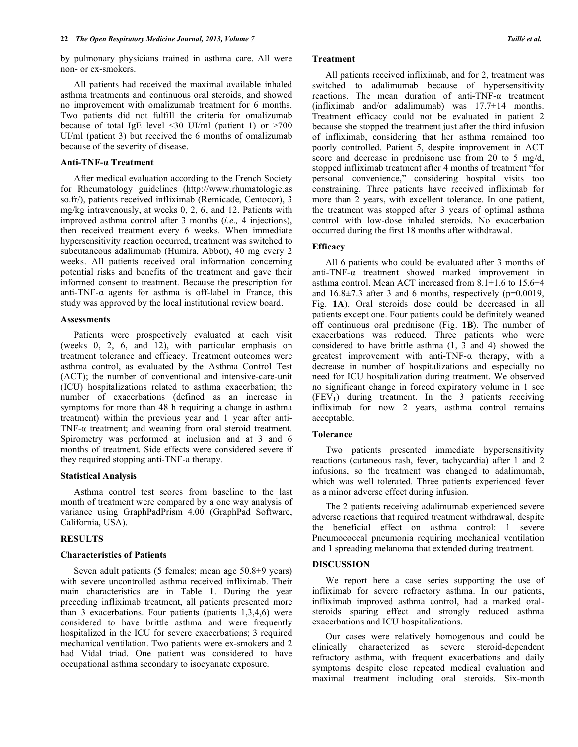by pulmonary physicians trained in asthma care. All were non- or ex-smokers.

All patients had received the maximal available inhaled asthma treatments and continuous oral steroids, and showed no improvement with omalizumab treatment for 6 months. Two patients did not fulfill the criteria for omalizumab because of total IgE level <30 UI/ml (patient 1) or >700 UI/ml (patient 3) but received the 6 months of omalizumab because of the severity of disease.

### Anti-TNF-α Treatment

After medical evaluation according to the French Society for Rheumatology guidelines (http://www.rhumatologie.asso.fr/), patients received infliximab (Remicade, Centocor), 3 mg/kg intravenously, at weeks 0, 2, 6, and 12. Patients with improved asthma control after 3 months (*i.e.,* 4 injections), then received treatment every 6 weeks. When immediate hypersensitivity reaction occurred, treatment was switched to subcutaneous adalimumab (Humira, Abbot), 40 mg every 2 weeks. All patients received oral information concerning potential risks and benefits of the treatment and gave their informed consent to treatment. Because the prescription for anti-TNF-α agents for asthma is off-label in France, this study was approved by the local institutional review board.

### Assessments

Patients were prospectively evaluated at each visit (weeks 0, 2, 6, and 12), with particular emphasis on treatment tolerance and efficacy. Treatment outcomes were asthma control, as evaluated by the Asthma Control Test (ACT); the number of conventional and intensive-care-unit (ICU) hospitalizations related to asthma exacerbation; the number of exacerbations (defined as an increase in symptoms for more than 48 h requiring a change in asthma treatment) within the previous year and 1 year after anti-TNF-α treatment; and weaning from oral steroid treatment. Spirometry was performed at inclusion and at 3 and 6 months of treatment. Side effects were considered severe if they required stopping anti-TNF-a therapy.

### Statistical Analysis

Asthma control test scores from baseline to the last month of treatment were compared by a one way analysis of variance using GraphPadPrism 4.00 (GraphPad Software, California, USA).

## RESULTS

### Characteristics of Patients

Seven adult patients (5 females; mean age 50.8±9 years) with severe uncontrolled asthma received infliximab. Their main characteristics are in Table **1**. During the year preceding infliximab treatment, all patients presented more than 3 exacerbations. Four patients (patients 1,3,4,6) were considered to have brittle asthma and were frequently hospitalized in the ICU for severe exacerbations; 3 required mechanical ventilation. Two patients were ex-smokers and 2 had Vidal triad. One patient was considered to have occupational asthma secondary to isocyanate exposure.

### Treatment

All patients received infliximab, and for 2, treatment was switched to adalimumab because of hypersensitivity reactions. The mean duration of anti-TNF-α treatment (infliximab and/or adalimumab) was 17.7±14 months. Treatment efficacy could not be evaluated in patient 2 because she stopped the treatment just after the third infusion of infliximab, considering that her asthma remained too poorly controlled. Patient 5, despite improvement in ACT score and decrease in prednisone use from 20 to 5 mg/d, stopped infliximab treatment after 4 months of treatment "for personal convenience," considering hospital visits too constraining. Three patients have received infliximab for more than 2 years, with excellent tolerance. In one patient, the treatment was stopped after 3 years of optimal asthma control with low-dose inhaled steroids. No exacerbation occurred during the first 18 months after withdrawal.

### Efficacy

All 6 patients who could be evaluated after 3 months of anti-TNF-α treatment showed marked improvement in asthma control. Mean ACT increased from 8.1±1.6 to 15.6±4 and 16.8±7.3 after 3 and 6 months, respectively ($p=0.0019$, Fig. **1A**). Oral steroids dose could be decreased in all patients except one. Four patients could be definitely weaned off continuous oral prednisone (Fig. **1B**). The number of exacerbations was reduced. Three patients who were considered to have brittle asthma (1, 3 and 4) showed the greatest improvement with anti-TNF-α therapy, with a decrease in number of hospitalizations and especially no need for ICU hospitalization during treatment. We observed no significant change in forced expiratory volume in 1 sec ($FEV_1$) during treatment. In the 3 patients receiving infliximab for now 2 years, asthma control remains acceptable.

### Tolerance

Two patients presented immediate hypersensitivity reactions (cutaneous rash, fever, tachycardia) after 1 and 2 infusions, so the treatment was changed to adalimumab, which was well tolerated. Three patients experienced fever as a minor adverse effect during infusion.

The 2 patients receiving adalimumab experienced severe adverse reactions that required treatment withdrawal, despite the beneficial effect on asthma control: 1 severe Pneumococcal pneumonia requiring mechanical ventilation and 1 spreading melanoma that extended during treatment.

## DISCUSSION

We report here a case series supporting the use of infliximab for severe refractory asthma. In our patients, infliximab improved asthma control, had a marked oral-steroids sparing effect and strongly reduced asthma exacerbations and ICU hospitalizations.

Our cases were relatively homogenous and could be clinically characterized as severe steroid-dependent refractory asthma, with frequent exacerbations and daily symptoms despite close repeated medical evaluation and maximal treatment including oral steroids. Six-month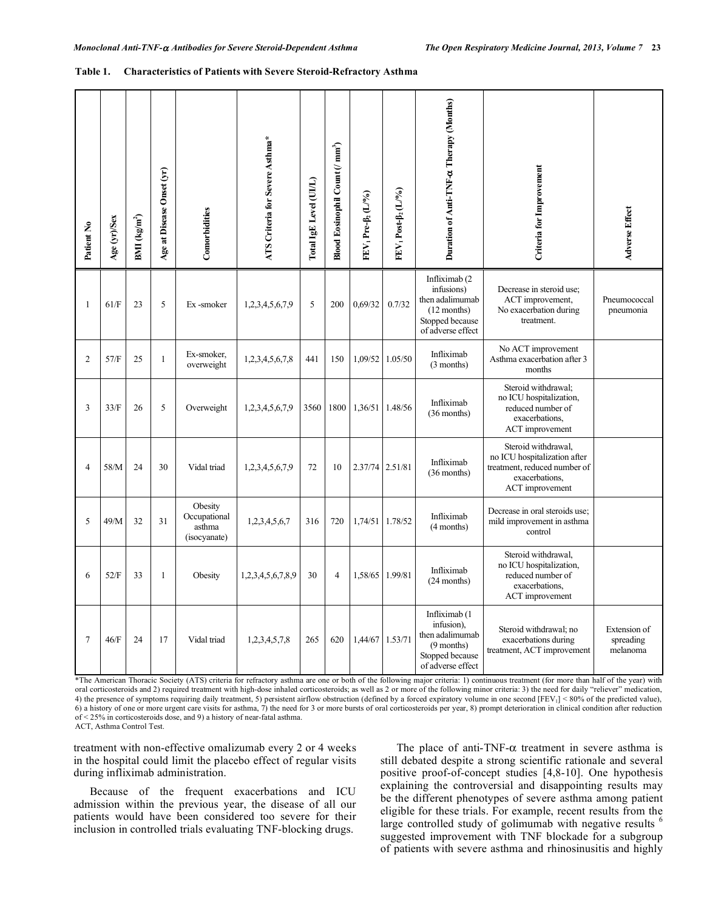**Table 1. Characteristics of Patients with Severe Steroid-Refractory Asthma**

| Patient No | Age (yr)/Sex | BMI (kg/m²) | Age at Disease Onset (yr) | Comorbidities | ATS Criteria for Severe Asthma* | Total IgE Level (UI/L) | Blood Eosinophil Count (/ mm³) | FEV₁ Pre-β₂ (L/%) | FEV₁ Post-β₂ (L/%) | Duration of Anti-TNF-α Therapy (Months) | Criteria for Improvement | Adverse Effect |
|---|---|---|---|---|---|---|---|---|---|---|---|---|
| 1 | 61/F | 23 | 5 | Ex -smoker | 1,2,3,4,5,6,7,9 | 5 | 200 | 0,69/32 | 0.7/32 | Infliximab (2 infusions) then adalimumab (12 months) Stopped because of adverse effect | Decrease in steroid use; ACT improvement, No exacerbation during treatment. | Pneumococcal pneumonia |
| 2 | 57/F | 25 | 1 | Ex-smoker, overweight | 1,2,3,4,5,6,7,8 | 441 | 150 | 1,09/52 | 1.05/50 | Infliximab (3 months) | No ACT improvement Asthma exacerbation after 3 months | |
| 3 | 33/F | 26 | 5 | Overweight | 1,2,3,4,5,6,7,9 | 3560 | 1800 | 1,36/51 | 1.48/56 | Infliximab (36 months) | Steroid withdrawal; no ICU hospitalization, reduced number of exacerbations, ACT improvement | |
| 4 | 58/M | 24 | 30 | Vidal triad | 1,2,3,4,5,6,7,9 | 72 | 10 | 2.37/74 | 2.51/81 | Infliximab (36 months) | Steroid withdrawal, no ICU hospitalization after treatment, reduced number of exacerbations, ACT improvement | |
| 5 | 49/M | 32 | 31 | Obesity Occupational asthma (isocyanate) | 1,2,3,4,5,6,7 | 316 | 720 | 1,74/51 | 1.78/52 | Infliximab (4 months) | Decrease in oral steroids use; mild improvement in asthma control | |
| 6 | 52/F | 33 | 1 | Obesity | 1,2,3,4,5,6,7,8,9 | 30 | 4 | 1,58/65 | 1.99/81 | Infliximab (24 months) | Steroid withdrawal, no ICU hospitalization, reduced number of exacerbations, ACT improvement | |
| 7 | 46/F | 24 | 17 | Vidal triad | 1,2,3,4,5,7,8 | 265 | 620 | 1,44/67 | 1.53/71 | Infliximab (1 infusion), then adalimumab (9 months) Stopped because of adverse effect | Steroid withdrawal; no exacerbations during treatment, ACT improvement | Extension of spreading melanoma |

*The American Thoracic Society (ATS) criteria for refractory asthma are one or both of the following major criteria: 1) continuous treatment (for more than half of the year) with oral corticosteroids and 2) required treatment with high-dose inhaled corticosteroids; as well as 2 or more of the following minor criteria: 3) the need for daily "reliever" medication, 4) the presence of symptoms requiring daily treatment, 5) persistent airflow obstruction (defined by a forced expiratory volume in one second [$FEV_1$] < 80% of the predicted value), 6) a history of one or more urgent care visits for asthma, 7) the need for 3 or more bursts of oral corticosteroids per year, 8) prompt deterioration in clinical condition after reduction of < 25% in corticosteroids dose, and 9) a history of near-fatal asthma.
ACT, Asthma Control Test.

treatment with non-effective omalizumab every 2 or 4 weeks in the hospital could limit the placebo effect of regular visits during infliximab administration.

Because of the frequent exacerbations and ICU admission within the previous year, the disease of all our patients would have been considered too severe for their inclusion in controlled trials evaluating TNF-blocking drugs.

The place of anti-TNF-α treatment in severe asthma is still debated despite a strong scientific rationale and several positive proof-of-concept studies [4,8-10]. One hypothesis explaining the controversial and disappointing results may be the different phenotypes of severe asthma among patient eligible for these trials. For example, recent results from the large controlled study of golimumab with negative results [6] suggested improvement with TNF blockade for a subgroup of patients with severe asthma and rhinosinusitis and highly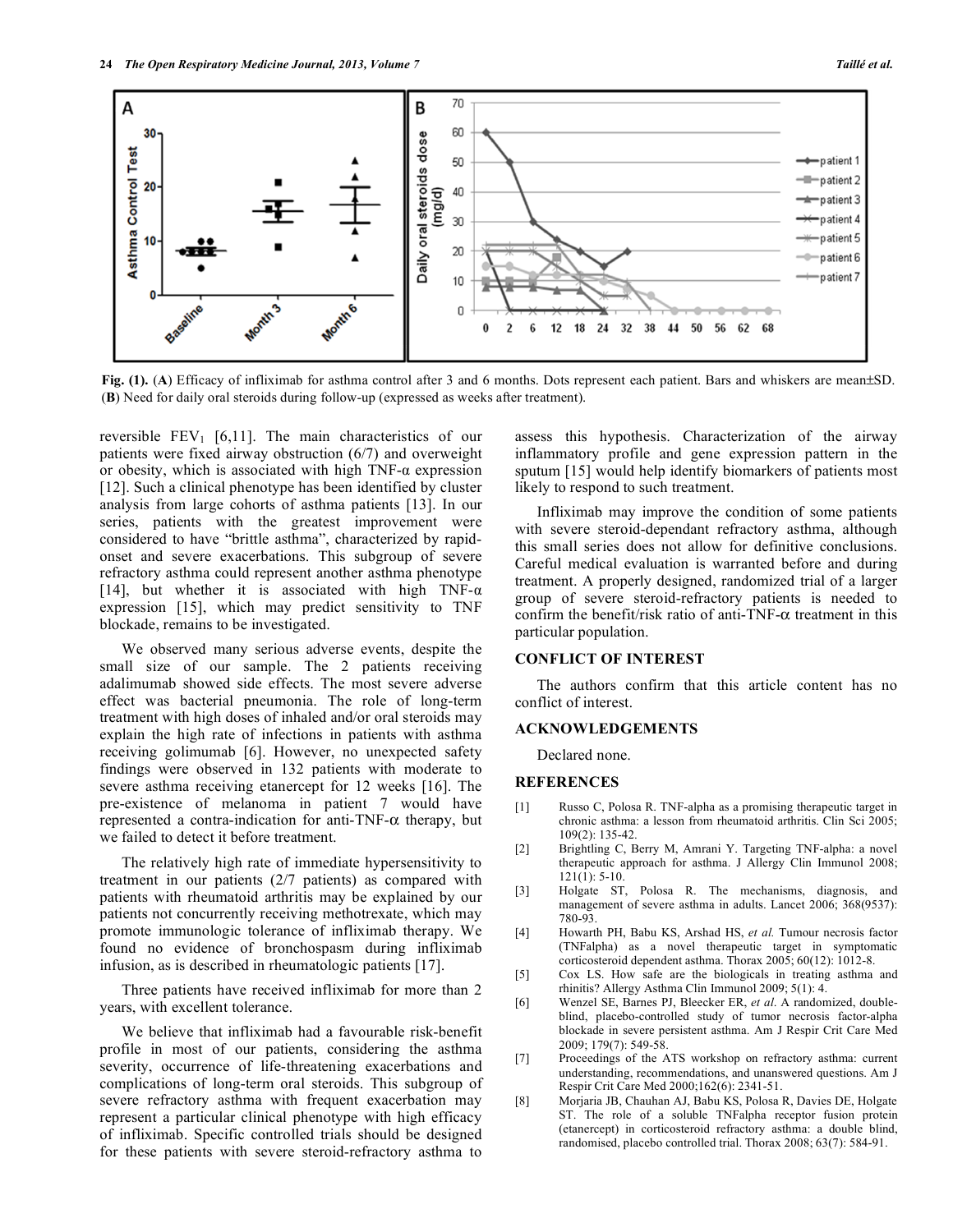Fig. (1). (**A**) Efficacy of infliximab for asthma control after 3 and 6 months. Dots represent each patient. Bars and whiskers are mean±SD. (**B**) Need for daily oral steroids during follow-up (expressed as weeks after treatment).

reversible $FEV_1$ [6,11]. The main characteristics of our patients were fixed airway obstruction (6/7) and overweight or obesity, which is associated with high TNF-α expression [12]. Such a clinical phenotype has been identified by cluster analysis from large cohorts of asthma patients [13]. In our series, patients with the greatest improvement were considered to have "brittle asthma", characterized by rapid-onset and severe exacerbations. This subgroup of severe refractory asthma could represent another asthma phenotype [14], but whether it is associated with high TNF-α expression [15], which may predict sensitivity to TNF blockade, remains to be investigated.

We observed many serious adverse events, despite the small size of our sample. The 2 patients receiving adalimumab showed side effects. The most severe adverse effect was bacterial pneumonia. The role of long-term treatment with high doses of inhaled and/or oral steroids may explain the high rate of infections in patients with asthma receiving golimumab [6]. However, no unexpected safety findings were observed in 132 patients with moderate to severe asthma receiving etanercept for 12 weeks [16]. The pre-existence of melanoma in patient 7 would have represented a contra-indication for anti-TNF-α therapy, but we failed to detect it before treatment.

The relatively high rate of immediate hypersensitivity to treatment in our patients (2/7 patients) as compared with patients with rheumatoid arthritis may be explained by our patients not concurrently receiving methotrexate, which may promote immunologic tolerance of infliximab therapy. We found no evidence of bronchospasm during infliximab infusion, as is described in rheumatologic patients [17].

Three patients have received infliximab for more than 2 years, with excellent tolerance.

We believe that infliximab had a favourable risk-benefit profile in most of our patients, considering the asthma severity, occurrence of life-threatening exacerbations and complications of long-term oral steroids. This subgroup of severe refractory asthma with frequent exacerbation may represent a particular clinical phenotype with high efficacy of infliximab. Specific controlled trials should be designed for these patients with severe steroid-refractory asthma to assess this hypothesis. Characterization of the airway inflammatory profile and gene expression pattern in the sputum [15] would help identify biomarkers of patients most likely to respond to such treatment.

Infliximab may improve the condition of some patients with severe steroid-dependant refractory asthma, although this small series does not allow for definitive conclusions. Careful medical evaluation is warranted before and during treatment. A properly designed, randomized trial of a larger group of severe steroid-refractory patients is needed to confirm the benefit/risk ratio of anti-TNF-α treatment in this particular population.

## CONFLICT OF INTEREST

The authors confirm that this article content has no conflict of interest.

## ACKNOWLEDGEMENTS

Declared none.

## REFERENCES

[1] Russo C, Polosa R. TNF-alpha as a promising therapeutic target in chronic asthma: a lesson from rheumatoid arthritis. Clin Sci 2005; 109(2): 135-42.

[2] Brightling C, Berry M, Amrani Y. Targeting TNF-alpha: a novel therapeutic approach for asthma. J Allergy Clin Immunol 2008; 121(1): 5-10.

[3] Holgate ST, Polosa R. The mechanisms, diagnosis, and management of severe asthma in adults. Lancet 2006; 368(9537): 780-93.

[4] Howarth PH, Babu KS, Arshad HS, *et al.* Tumour necrosis factor (TNFalpha) as a novel therapeutic target in symptomatic corticosteroid dependent asthma. Thorax 2005; 60(12): 1012-8.

[5] Cox LS. How safe are the biologicals in treating asthma and rhinitis? Allergy Asthma Clin Immunol 2009; 5(1): 4.

[6] Wenzel SE, Barnes PJ, Bleecker ER, *et al.* A randomized, double-blind, placebo-controlled study of tumor necrosis factor-alpha blockade in severe persistent asthma. Am J Respir Crit Care Med 2009; 179(7): 549-58.

[7] Proceedings of the ATS workshop on refractory asthma: current understanding, recommendations, and unanswered questions. Am J Respir Crit Care Med 2000;162(6): 2341-51.

[8] Morjaria JB, Chauhan AJ, Babu KS, Polosa R, Davies DE, Holgate ST. The role of a soluble TNFalpha receptor fusion protein (etanercept) in corticosteroid refractory asthma: a double blind, randomised, placebo controlled trial. Thorax 2008; 63(7): 584-91.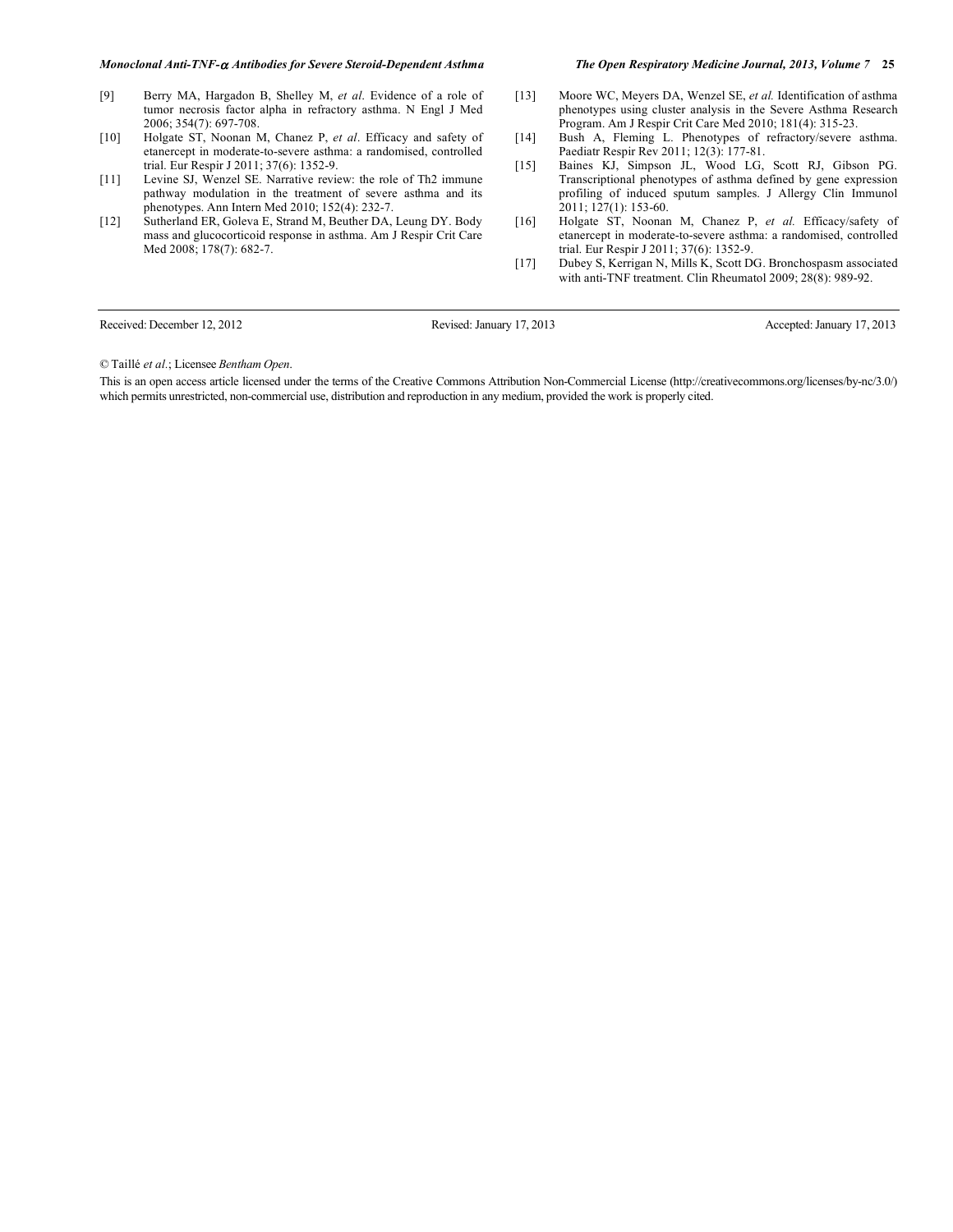[9] Berry MA, Hargadon B, Shelley M, *et al*. Evidence of a role of tumor necrosis factor alpha in refractory asthma. N Engl J Med 2006; 354(7): 697-708.

[10] Holgate ST, Noonan M, Chanez P, *et al*. Efficacy and safety of etanercept in moderate-to-severe asthma: a randomised, controlled trial. Eur Respir J 2011; 37(6): 1352-9.

[11] Levine SJ, Wenzel SE. Narrative review: the role of Th2 immune pathway modulation in the treatment of severe asthma and its phenotypes. Ann Intern Med 2010; 152(4): 232-7.

[12] Sutherland ER, Goleva E, Strand M, Beuther DA, Leung DY. Body mass and glucocorticoid response in asthma. Am J Respir Crit Care Med 2008; 178(7): 682-7.

[13] Moore WC, Meyers DA, Wenzel SE, *et al.* Identification of asthma phenotypes using cluster analysis in the Severe Asthma Research Program. Am J Respir Crit Care Med 2010; 181(4): 315-23.

[14] Bush A, Fleming L. Phenotypes of refractory/severe asthma. Paediatr Respir Rev 2011; 12(3): 177-81.

[15] Baines KJ, Simpson JL, Wood LG, Scott RJ, Gibson PG. Transcriptional phenotypes of asthma defined by gene expression profiling of induced sputum samples. J Allergy Clin Immunol 2011; 127(1): 153-60.

[16] Holgate ST, Noonan M, Chanez P, *et al.* Efficacy/safety of etanercept in moderate-to-severe asthma: a randomised, controlled trial. Eur Respir J 2011; 37(6): 1352-9.

[17] Dubey S, Kerrigan N, Mills K, Scott DG. Bronchospasm associated with anti-TNF treatment. Clin Rheumatol 2009; 28(8): 989-92.

---

Received: December 12, 2012 Revised: January 17, 2013 Accepted: January 17, 2013

© Taillé *et al*.; Licensee *Bentham Open*.

This is an open access article licensed under the terms of the Creative Commons Attribution Non-Commercial License (http://creativecommons.org/licenses/by-nc/3.0/) which permits unrestricted, non-commercial use, distribution and reproduction in any medium, provided the work is properly cited.